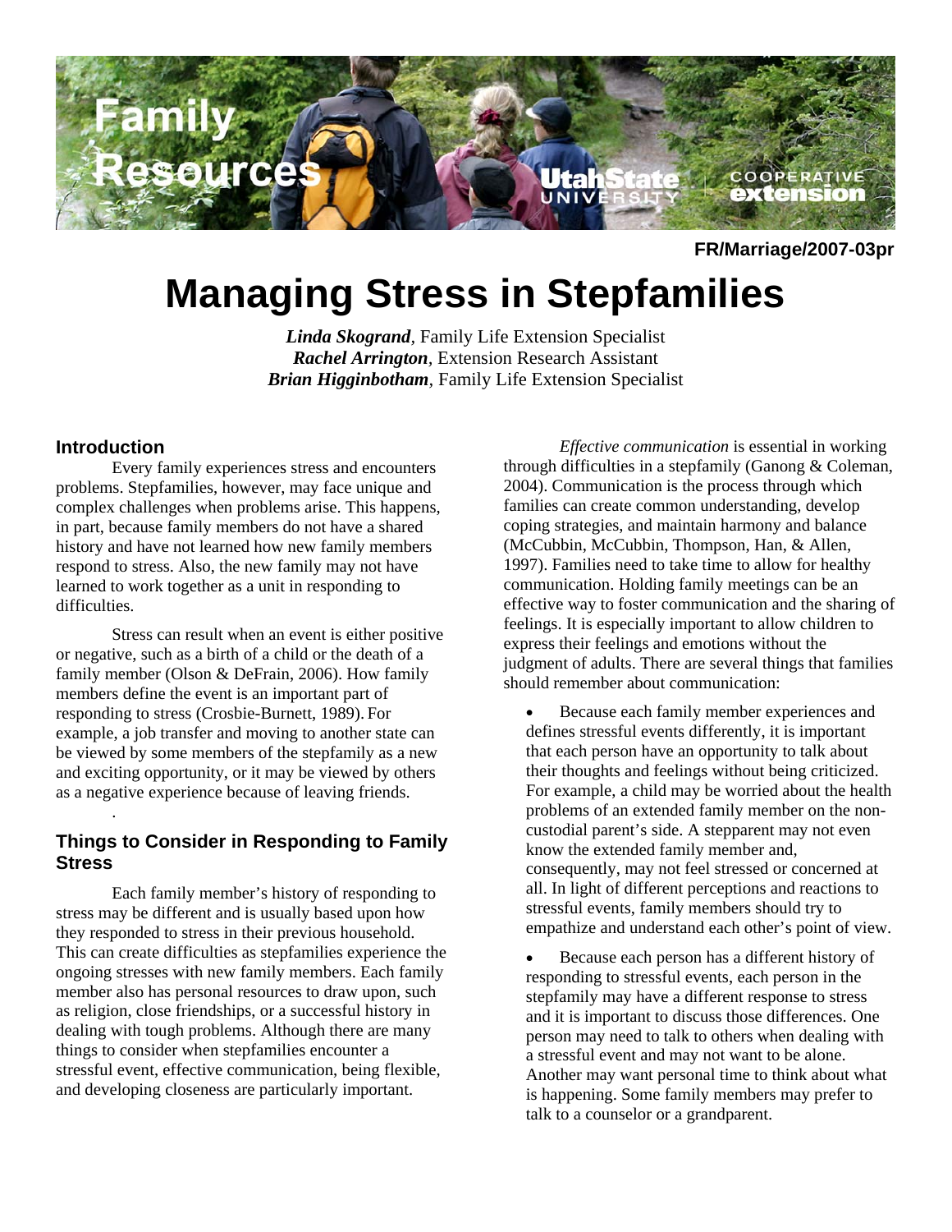FR/Marriage/2007-03pr

# Managing Stress in Stepfamilies

***Linda Skogrand***, Family Life Extension Specialist
***Rachel Arrington***, Extension Research Assistant
***Brian Higginbotham***, Family Life Extension Specialist

## Introduction

Every family experiences stress and encounters problems. Stepfamilies, however, may face unique and complex challenges when problems arise. This happens, in part, because family members do not have a shared history and have not learned how new family members respond to stress. Also, the new family may not have learned to work together as a unit in responding to difficulties.

Stress can result when an event is either positive or negative, such as a birth of a child or the death of a family member (Olson & DeFrain, 2006). How family members define the event is an important part of responding to stress (Crosbie-Burnett, 1989). For example, a job transfer and moving to another state can be viewed by some members of the stepfamily as a new and exciting opportunity, or it may be viewed by others as a negative experience because of leaving friends.

## Things to Consider in Responding to Family Stress

Each family member's history of responding to stress may be different and is usually based upon how they responded to stress in their previous household. This can create difficulties as stepfamilies experience the ongoing stresses with new family members. Each family member also has personal resources to draw upon, such as religion, close friendships, or a successful history in dealing with tough problems. Although there are many things to consider when stepfamilies encounter a stressful event, effective communication, being flexible, and developing closeness are particularly important.

*Effective communication* is essential in working through difficulties in a stepfamily (Ganong & Coleman, 2004). Communication is the process through which families can create common understanding, develop coping strategies, and maintain harmony and balance (McCubbin, McCubbin, Thompson, Han, & Allen, 1997). Families need to take time to allow for healthy communication. Holding family meetings can be an effective way to foster communication and the sharing of feelings. It is especially important to allow children to express their feelings and emotions without the judgment of adults. There are several things that families should remember about communication:

- Because each family member experiences and defines stressful events differently, it is important that each person have an opportunity to talk about their thoughts and feelings without being criticized. For example, a child may be worried about the health problems of an extended family member on the non-custodial parent's side. A stepparent may not even know the extended family member and, consequently, may not feel stressed or concerned at all. In light of different perceptions and reactions to stressful events, family members should try to empathize and understand each other's point of view.
- Because each person has a different history of responding to stressful events, each person in the stepfamily may have a different response to stress and it is important to discuss those differences. One person may need to talk to others when dealing with a stressful event and may not want to be alone. Another may want personal time to think about what is happening. Some family members may prefer to talk to a counselor or a grandparent.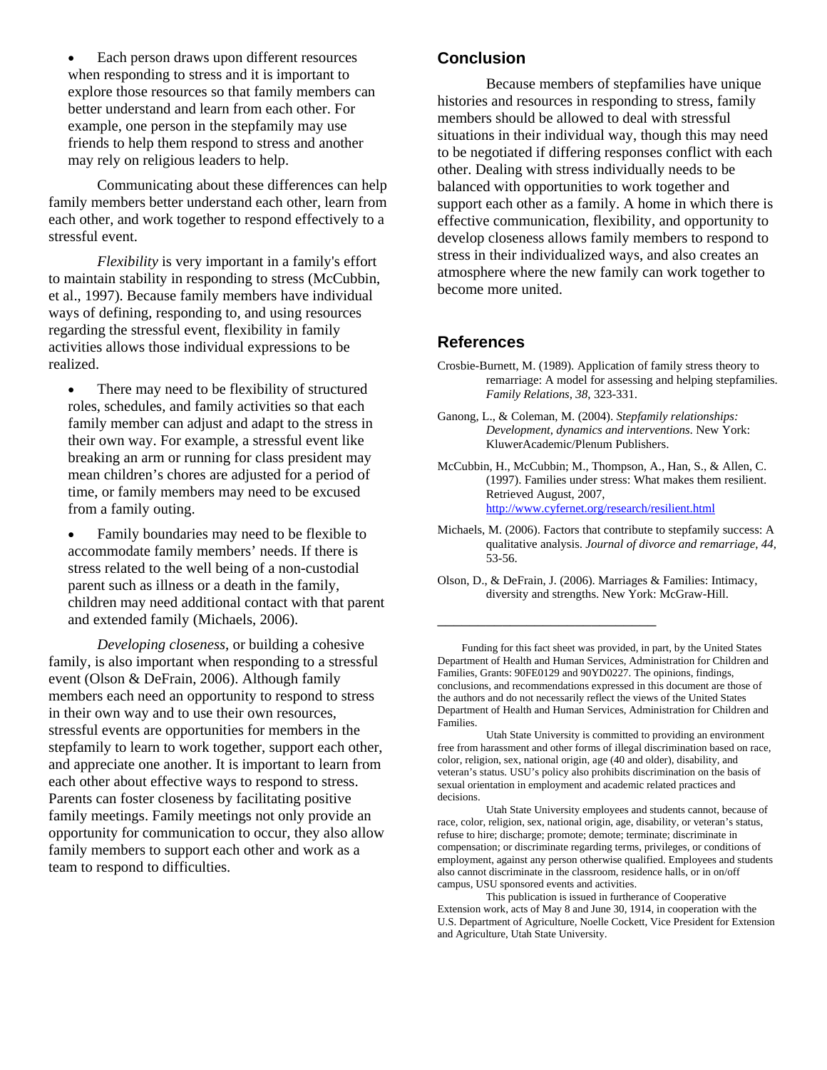- Each person draws upon different resources when responding to stress and it is important to explore those resources so that family members can better understand and learn from each other. For example, one person in the stepfamily may use friends to help them respond to stress and another may rely on religious leaders to help.

Communicating about these differences can help family members better understand each other, learn from each other, and work together to respond effectively to a stressful event.

*Flexibility* is very important in a family's effort to maintain stability in responding to stress (McCubbin, et al., 1997). Because family members have individual ways of defining, responding to, and using resources regarding the stressful event, flexibility in family activities allows those individual expressions to be realized.

- There may need to be flexibility of structured roles, schedules, and family activities so that each family member can adjust and adapt to the stress in their own way. For example, a stressful event like breaking an arm or running for class president may mean children's chores are adjusted for a period of time, or family members may need to be excused from a family outing.
- Family boundaries may need to be flexible to accommodate family members' needs. If there is stress related to the well being of a non-custodial parent such as illness or a death in the family, children may need additional contact with that parent and extended family (Michaels, 2006).

*Developing closeness*, or building a cohesive family, is also important when responding to a stressful event (Olson & DeFrain, 2006). Although family members each need an opportunity to respond to stress in their own way and to use their own resources, stressful events are opportunities for members in the stepfamily to learn to work together, support each other, and appreciate one another. It is important to learn from each other about effective ways to respond to stress. Parents can foster closeness by facilitating positive family meetings. Family meetings not only provide an opportunity for communication to occur, they also allow family members to support each other and work as a team to respond to difficulties.

## Conclusion

Because members of stepfamilies have unique histories and resources in responding to stress, family members should be allowed to deal with stressful situations in their individual way, though this may need to be negotiated if differing responses conflict with each other. Dealing with stress individually needs to be balanced with opportunities to work together and support each other as a family. A home in which there is effective communication, flexibility, and opportunity to develop closeness allows family members to respond to stress in their individualized ways, and also creates an atmosphere where the new family can work together to become more united.

## References

Crosbie-Burnett, M. (1989). Application of family stress theory to remarriage: A model for assessing and helping stepfamilies. *Family Relations, 38*, 323-331.

Ganong, L., & Coleman, M. (2004). *Stepfamily relationships: Development, dynamics and interventions*. New York: KluwerAcademic/Plenum Publishers.

McCubbin, H., McCubbin; M., Thompson, A., Han, S., & Allen, C. (1997). Families under stress: What makes them resilient. Retrieved August, 2007, http://www.cyfernet.org/research/resilient.html

Michaels, M. (2006). Factors that contribute to stepfamily success: A qualitative analysis. *Journal of divorce and remarriage, 44*, 53-56.

Olson, D., & DeFrain, J. (2006). Marriages & Families: Intimacy, diversity and strengths. New York: McGraw-Hill.

---

Funding for this fact sheet was provided, in part, by the United States Department of Health and Human Services, Administration for Children and Families, Grants: 90FE0129 and 90YD0227. The opinions, findings, conclusions, and recommendations expressed in this document are those of the authors and do not necessarily reflect the views of the United States Department of Health and Human Services, Administration for Children and Families.

Utah State University is committed to providing an environment free from harassment and other forms of illegal discrimination based on race, color, religion, sex, national origin, age (40 and older), disability, and veteran's status. USU's policy also prohibits discrimination on the basis of sexual orientation in employment and academic related practices and decisions.

Utah State University employees and students cannot, because of race, color, religion, sex, national origin, age, disability, or veteran's status, refuse to hire; discharge; promote; demote; terminate; discriminate in compensation; or discriminate regarding terms, privileges, or conditions of employment, against any person otherwise qualified. Employees and students also cannot discriminate in the classroom, residence halls, or in on/off campus, USU sponsored events and activities.

This publication is issued in furtherance of Cooperative Extension work, acts of May 8 and June 30, 1914, in cooperation with the U.S. Department of Agriculture, Noelle Cockett, Vice President for Extension and Agriculture, Utah State University.